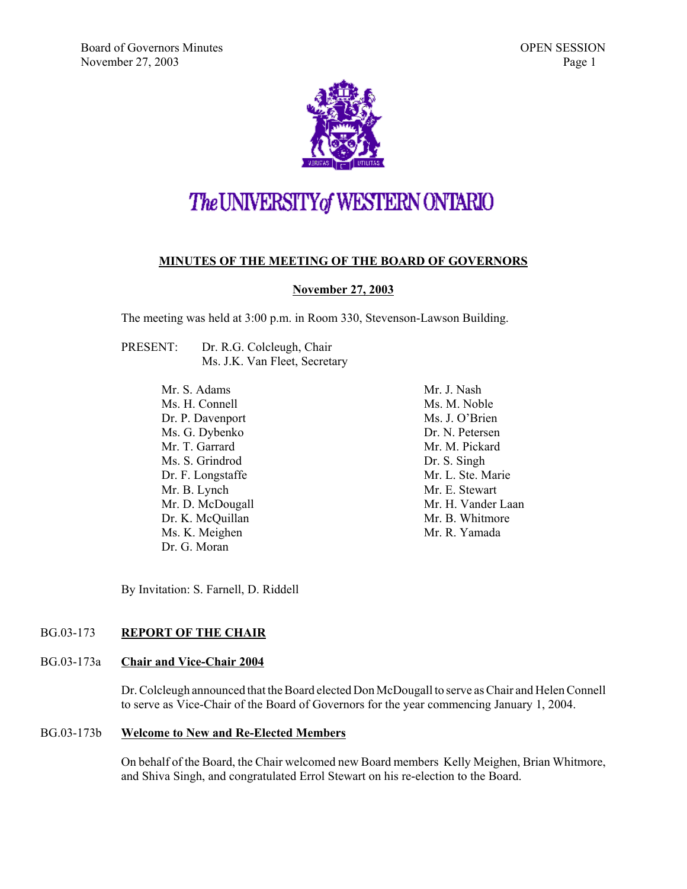# The UNIVERSITY of WESTERN ONTARIO

## MINUTES OF THE MEETING OF THE BOARD OF GOVERNORS

**November 27, 2003**

The meeting was held at 3:00 p.m. in Room 330, Stevenson-Lawson Building.

PRESENT: Dr. R.G. Colcleugh, Chair
Ms. J.K. Van Fleet, Secretary

Mr. S. Adams
Ms. H. Connell
Dr. P. Davenport
Ms. G. Dybenko
Mr. T. Garrard
Ms. S. Grindrod
Dr. F. Longstaffe
Mr. B. Lynch
Mr. D. McDougall
Dr. K. McQuillan
Ms. K. Meighen
Dr. G. Moran
Mr. J. Nash
Ms. M. Noble
Ms. J. O'Brien
Dr. N. Petersen
Mr. M. Pickard
Dr. S. Singh
Mr. L. Ste. Marie
Mr. E. Stewart
Mr. H. Vander Laan
Mr. B. Whitmore
Mr. R. Yamada

By Invitation: S. Farnell, D. Riddell

### BG.03-173 REPORT OF THE CHAIR

### BG.03-173a Chair and Vice-Chair 2004

Dr. Colcleugh announced that the Board elected Don McDougall to serve as Chair and Helen Connell to serve as Vice-Chair of the Board of Governors for the year commencing January 1, 2004.

### BG.03-173b Welcome to New and Re-Elected Members

On behalf of the Board, the Chair welcomed new Board members Kelly Meighen, Brian Whitmore, and Shiva Singh, and congratulated Errol Stewart on his re-election to the Board.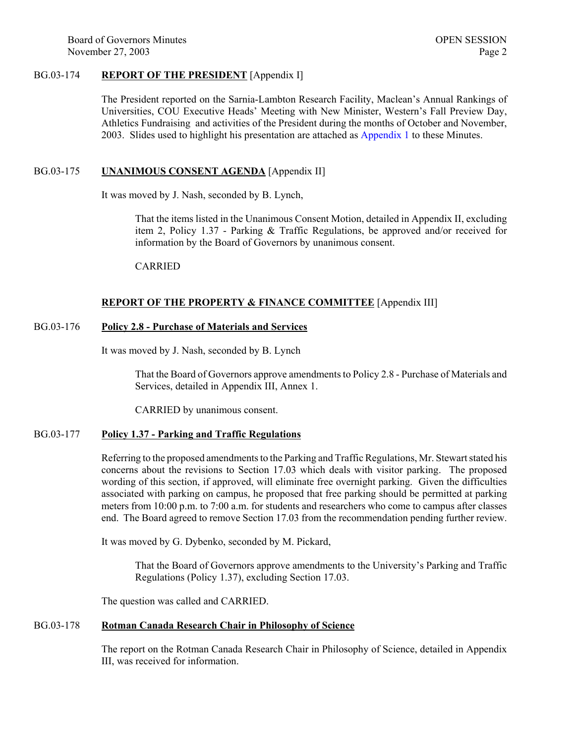## BG.03-174 **REPORT OF THE PRESIDENT** [Appendix I]

The President reported on the Sarnia-Lambton Research Facility, Maclean's Annual Rankings of Universities, COU Executive Heads' Meeting with New Minister, Western's Fall Preview Day, Athletics Fundraising and activities of the President during the months of October and November, 2003. Slides used to highlight his presentation are attached as Appendix 1 to these Minutes.

## BG.03-175 **UNANIMOUS CONSENT AGENDA** [Appendix II]

It was moved by J. Nash, seconded by B. Lynch,

> That the items listed in the Unanimous Consent Motion, detailed in Appendix II, excluding item 2, Policy 1.37 - Parking & Traffic Regulations, be approved and/or received for information by the Board of Governors by unanimous consent.
>
> CARRIED

## **REPORT OF THE PROPERTY & FINANCE COMMITTEE** [Appendix III]

### BG.03-176 **Policy 2.8 - Purchase of Materials and Services**

It was moved by J. Nash, seconded by B. Lynch

> That the Board of Governors approve amendments to Policy 2.8 - Purchase of Materials and Services, detailed in Appendix III, Annex 1.
>
> CARRIED by unanimous consent.

### BG.03-177 **Policy 1.37 - Parking and Traffic Regulations**

Referring to the proposed amendments to the Parking and Traffic Regulations, Mr. Stewart stated his concerns about the revisions to Section 17.03 which deals with visitor parking. The proposed wording of this section, if approved, will eliminate free overnight parking. Given the difficulties associated with parking on campus, he proposed that free parking should be permitted at parking meters from 10:00 p.m. to 7:00 a.m. for students and researchers who come to campus after classes end. The Board agreed to remove Section 17.03 from the recommendation pending further review.

It was moved by G. Dybenko, seconded by M. Pickard,

> That the Board of Governors approve amendments to the University's Parking and Traffic Regulations (Policy 1.37), excluding Section 17.03.

The question was called and CARRIED.

### BG.03-178 **Rotman Canada Research Chair in Philosophy of Science**

The report on the Rotman Canada Research Chair in Philosophy of Science, detailed in Appendix III, was received for information.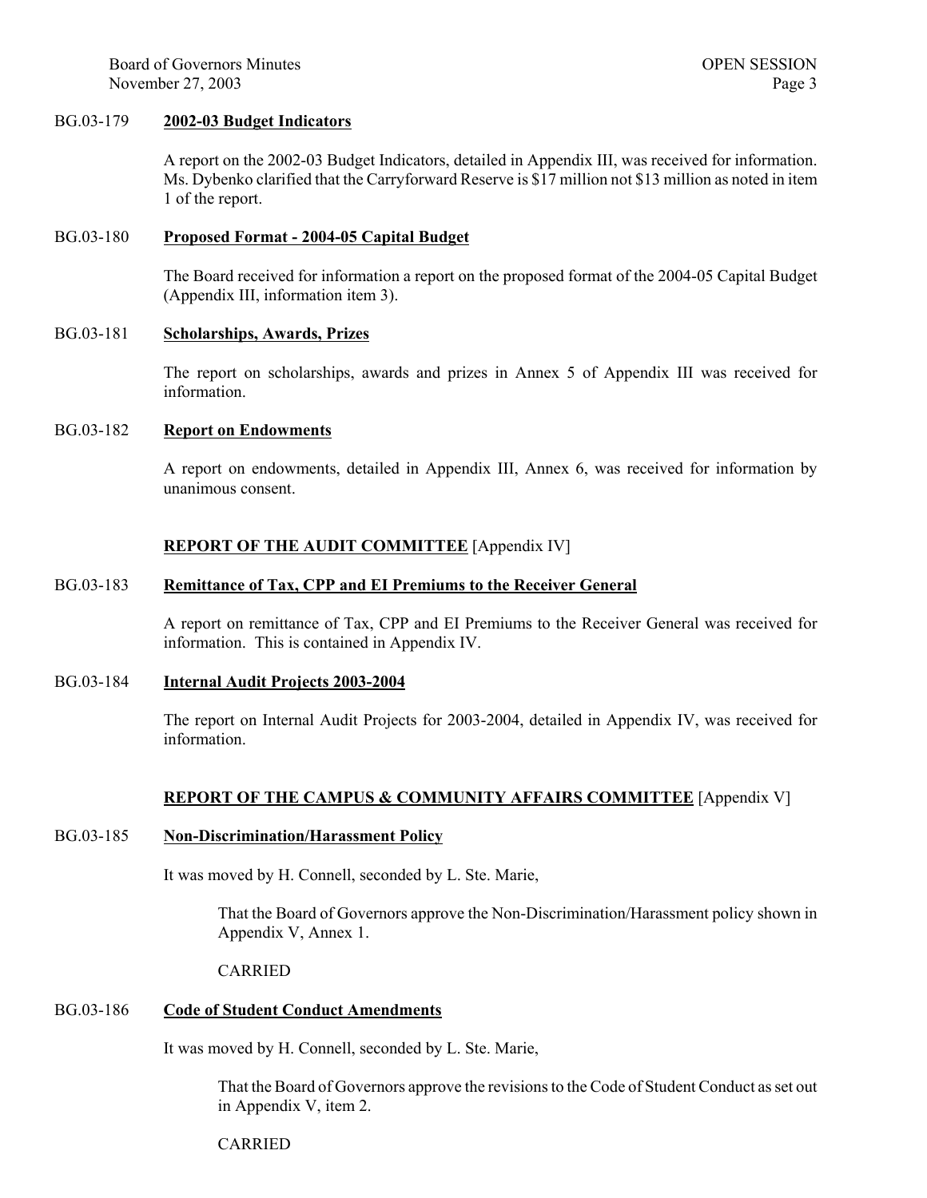**BG.03-179 2002-03 Budget Indicators**

A report on the 2002-03 Budget Indicators, detailed in Appendix III, was received for information. Ms. Dybenko clarified that the Carryforward Reserve is $17 million not $13 million as noted in item 1 of the report.

**BG.03-180 Proposed Format - 2004-05 Capital Budget**

The Board received for information a report on the proposed format of the 2004-05 Capital Budget (Appendix III, information item 3).

**BG.03-181 Scholarships, Awards, Prizes**

The report on scholarships, awards and prizes in Annex 5 of Appendix III was received for information.

**BG.03-182 Report on Endowments**

A report on endowments, detailed in Appendix III, Annex 6, was received for information by unanimous consent.

## REPORT OF THE AUDIT COMMITTEE [Appendix IV]

**BG.03-183 Remittance of Tax, CPP and EI Premiums to the Receiver General**

A report on remittance of Tax, CPP and EI Premiums to the Receiver General was received for information. This is contained in Appendix IV.

**BG.03-184 Internal Audit Projects 2003-2004**

The report on Internal Audit Projects for 2003-2004, detailed in Appendix IV, was received for information.

## REPORT OF THE CAMPUS & COMMUNITY AFFAIRS COMMITTEE [Appendix V]

**BG.03-185 Non-Discrimination/Harassment Policy**

It was moved by H. Connell, seconded by L. Ste. Marie,

> That the Board of Governors approve the Non-Discrimination/Harassment policy shown in Appendix V, Annex 1.
>
> CARRIED

**BG.03-186 Code of Student Conduct Amendments**

It was moved by H. Connell, seconded by L. Ste. Marie,

> That the Board of Governors approve the revisions to the Code of Student Conduct as set out in Appendix V, item 2.
>
> CARRIED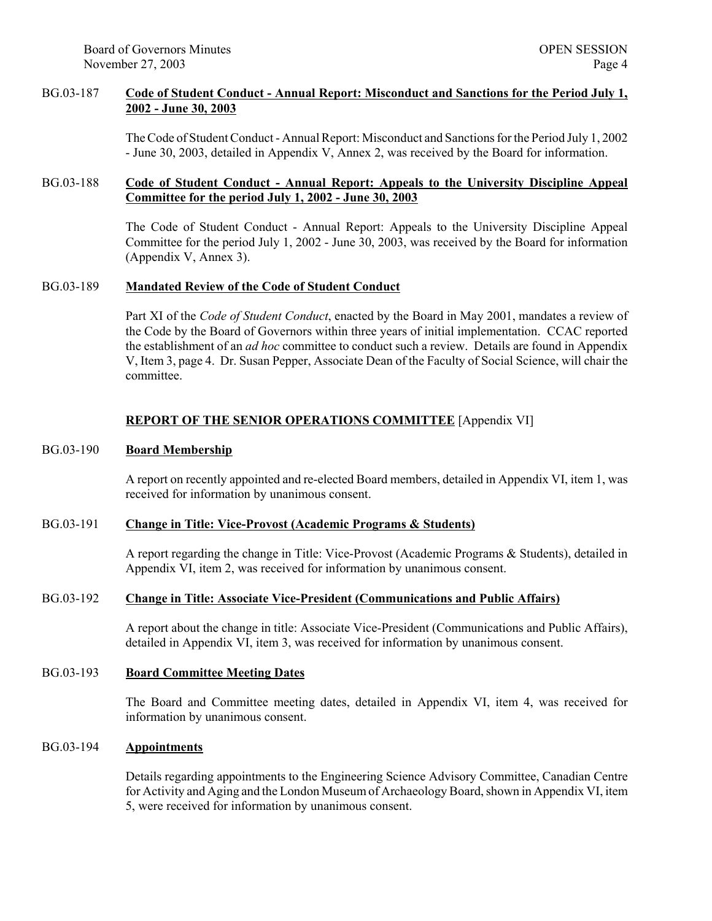BG.03-187 **Code of Student Conduct - Annual Report: Misconduct and Sanctions for the Period July 1, 2002 - June 30, 2003**

The Code of Student Conduct - Annual Report: Misconduct and Sanctions for the Period July 1, 2002 - June 30, 2003, detailed in Appendix V, Annex 2, was received by the Board for information.

BG.03-188 **Code of Student Conduct - Annual Report: Appeals to the University Discipline Appeal Committee for the period July 1, 2002 - June 30, 2003**

The Code of Student Conduct - Annual Report: Appeals to the University Discipline Appeal Committee for the period July 1, 2002 - June 30, 2003, was received by the Board for information (Appendix V, Annex 3).

BG.03-189 **Mandated Review of the Code of Student Conduct**

Part XI of the *Code of Student Conduct*, enacted by the Board in May 2001, mandates a review of the Code by the Board of Governors within three years of initial implementation. CCAC reported the establishment of an *ad hoc* committee to conduct such a review. Details are found in Appendix V, Item 3, page 4. Dr. Susan Pepper, Associate Dean of the Faculty of Social Science, will chair the committee.

## REPORT OF THE SENIOR OPERATIONS COMMITTEE [Appendix VI]

BG.03-190 **Board Membership**

A report on recently appointed and re-elected Board members, detailed in Appendix VI, item 1, was received for information by unanimous consent.

BG.03-191 **Change in Title: Vice-Provost (Academic Programs & Students)**

A report regarding the change in Title: Vice-Provost (Academic Programs & Students), detailed in Appendix VI, item 2, was received for information by unanimous consent.

BG.03-192 **Change in Title: Associate Vice-President (Communications and Public Affairs)**

A report about the change in title: Associate Vice-President (Communications and Public Affairs), detailed in Appendix VI, item 3, was received for information by unanimous consent.

BG.03-193 **Board Committee Meeting Dates**

The Board and Committee meeting dates, detailed in Appendix VI, item 4, was received for information by unanimous consent.

BG.03-194 **Appointments**

Details regarding appointments to the Engineering Science Advisory Committee, Canadian Centre for Activity and Aging and the London Museum of Archaeology Board, shown in Appendix VI, item 5, were received for information by unanimous consent.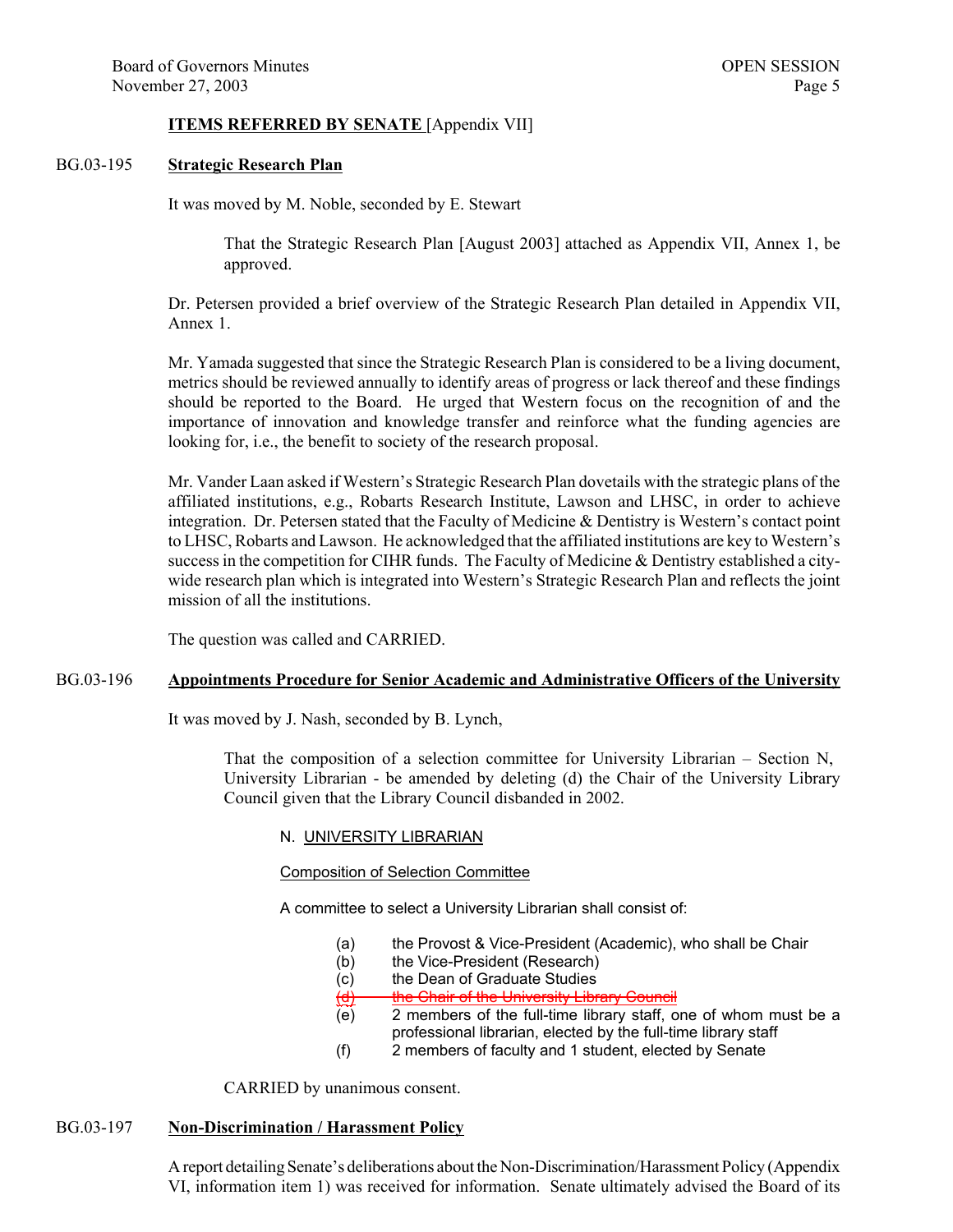**ITEMS REFERRED BY SENATE** [Appendix VII]

BG.03-195 **Strategic Research Plan**

It was moved by M. Noble, seconded by E. Stewart

> That the Strategic Research Plan [August 2003] attached as Appendix VII, Annex 1, be approved.

Dr. Petersen provided a brief overview of the Strategic Research Plan detailed in Appendix VII, Annex 1.

Mr. Yamada suggested that since the Strategic Research Plan is considered to be a living document, metrics should be reviewed annually to identify areas of progress or lack thereof and these findings should be reported to the Board. He urged that Western focus on the recognition of and the importance of innovation and knowledge transfer and reinforce what the funding agencies are looking for, i.e., the benefit to society of the research proposal.

Mr. Vander Laan asked if Western's Strategic Research Plan dovetails with the strategic plans of the affiliated institutions, e.g., Robarts Research Institute, Lawson and LHSC, in order to achieve integration. Dr. Petersen stated that the Faculty of Medicine & Dentistry is Western's contact point to LHSC, Robarts and Lawson. He acknowledged that the affiliated institutions are key to Western's success in the competition for CIHR funds. The Faculty of Medicine & Dentistry established a city-wide research plan which is integrated into Western's Strategic Research Plan and reflects the joint mission of all the institutions.

The question was called and CARRIED.

BG.03-196 **Appointments Procedure for Senior Academic and Administrative Officers of the University**

It was moved by J. Nash, seconded by B. Lynch,

> That the composition of a selection committee for University Librarian – Section N, University Librarian - be amended by deleting (d) the Chair of the University Library Council given that the Library Council disbanded in 2002.

N. UNIVERSITY LIBRARIAN

Composition of Selection Committee

A committee to select a University Librarian shall consist of:

(a) the Provost & Vice-President (Academic), who shall be Chair
(b) the Vice-President (Research)
(c) the Dean of Graduate Studies
~~(d) the Chair of the University Library Council~~
(e) 2 members of the full-time library staff, one of whom must be a professional librarian, elected by the full-time library staff
(f) 2 members of faculty and 1 student, elected by Senate

CARRIED by unanimous consent.

BG.03-197 **Non-Discrimination / Harassment Policy**

A report detailing Senate's deliberations about the Non-Discrimination/Harassment Policy (Appendix VI, information item 1) was received for information. Senate ultimately advised the Board of its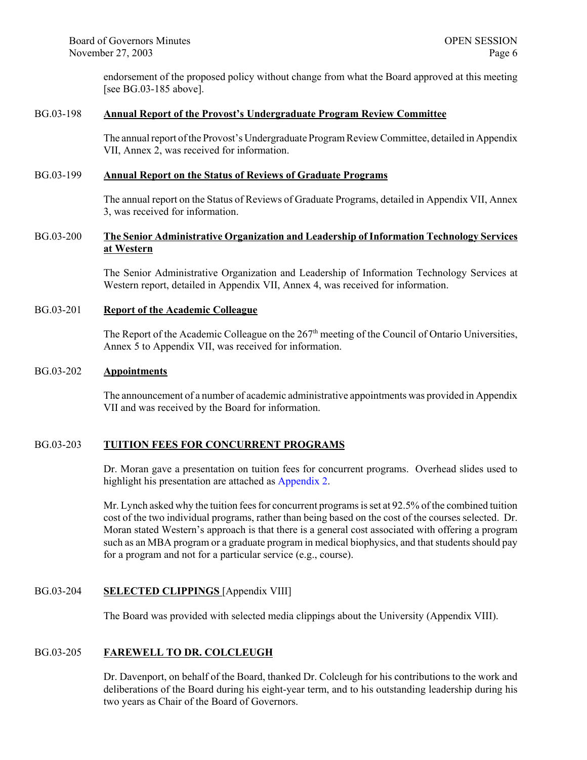endorsement of the proposed policy without change from what the Board approved at this meeting [see BG.03-185 above].

## BG.03-198 **Annual Report of the Provost's Undergraduate Program Review Committee**

The annual report of the Provost's Undergraduate Program Review Committee, detailed in Appendix VII, Annex 2, was received for information.

## BG.03-199 **Annual Report on the Status of Reviews of Graduate Programs**

The annual report on the Status of Reviews of Graduate Programs, detailed in Appendix VII, Annex 3, was received for information.

## BG.03-200 **The Senior Administrative Organization and Leadership of Information Technology Services at Western**

The Senior Administrative Organization and Leadership of Information Technology Services at Western report, detailed in Appendix VII, Annex 4, was received for information.

## BG.03-201 **Report of the Academic Colleague**

The Report of the Academic Colleague on the 267th meeting of the Council of Ontario Universities, Annex 5 to Appendix VII, was received for information.

## BG.03-202 **Appointments**

The announcement of a number of academic administrative appointments was provided in Appendix VII and was received by the Board for information.

## BG.03-203 **TUITION FEES FOR CONCURRENT PROGRAMS**

Dr. Moran gave a presentation on tuition fees for concurrent programs. Overhead slides used to highlight his presentation are attached as Appendix 2.

Mr. Lynch asked why the tuition fees for concurrent programs is set at 92.5% of the combined tuition cost of the two individual programs, rather than being based on the cost of the courses selected. Dr. Moran stated Western's approach is that there is a general cost associated with offering a program such as an MBA program or a graduate program in medical biophysics, and that students should pay for a program and not for a particular service (e.g., course).

## BG.03-204 **SELECTED CLIPPINGS** [Appendix VIII]

The Board was provided with selected media clippings about the University (Appendix VIII).

## BG.03-205 **FAREWELL TO DR. COLCLEUGH**

Dr. Davenport, on behalf of the Board, thanked Dr. Colcleugh for his contributions to the work and deliberations of the Board during his eight-year term, and to his outstanding leadership during his two years as Chair of the Board of Governors.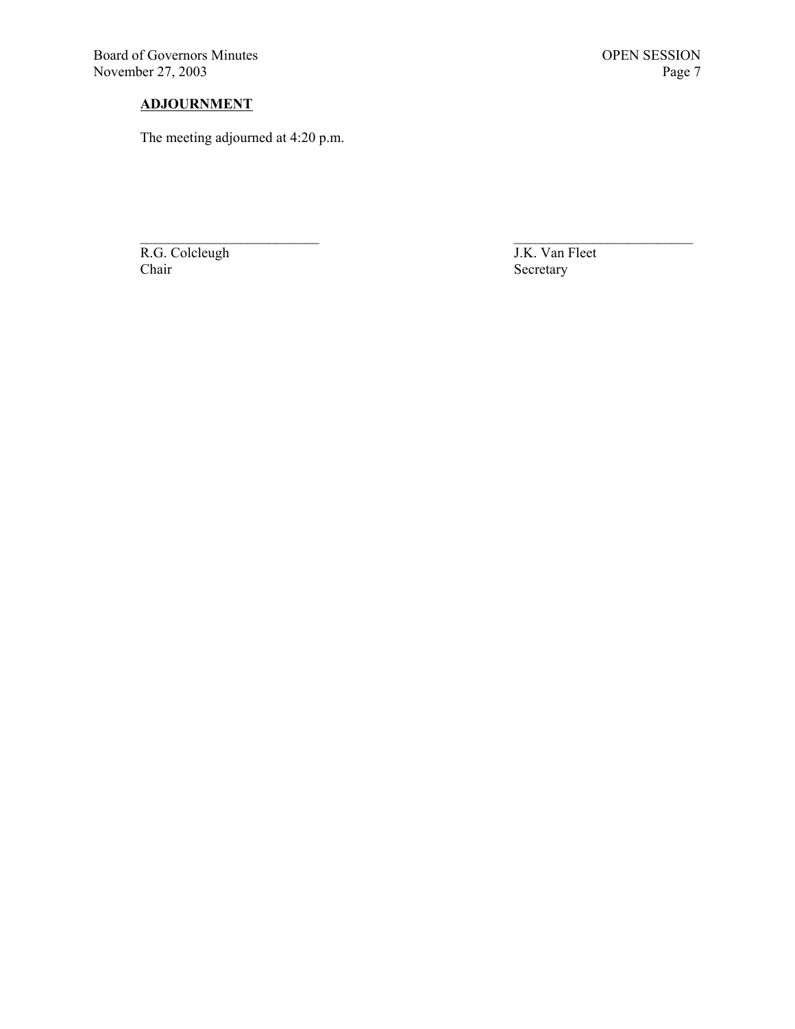**ADJOURNMENT**

The meeting adjourned at 4:20 p.m.

| \_\_\_\_\_\_\_\_\_\_\_\_\_\_\_\_\_\_\_\_\_\_\_\_\_\_ | \_\_\_\_\_\_\_\_\_\_\_\_\_\_\_\_\_\_\_\_\_\_\_\_\_\_ |
|---|---|
| R.G. Colcleugh | J.K. Van Fleet |
| Chair | Secretary |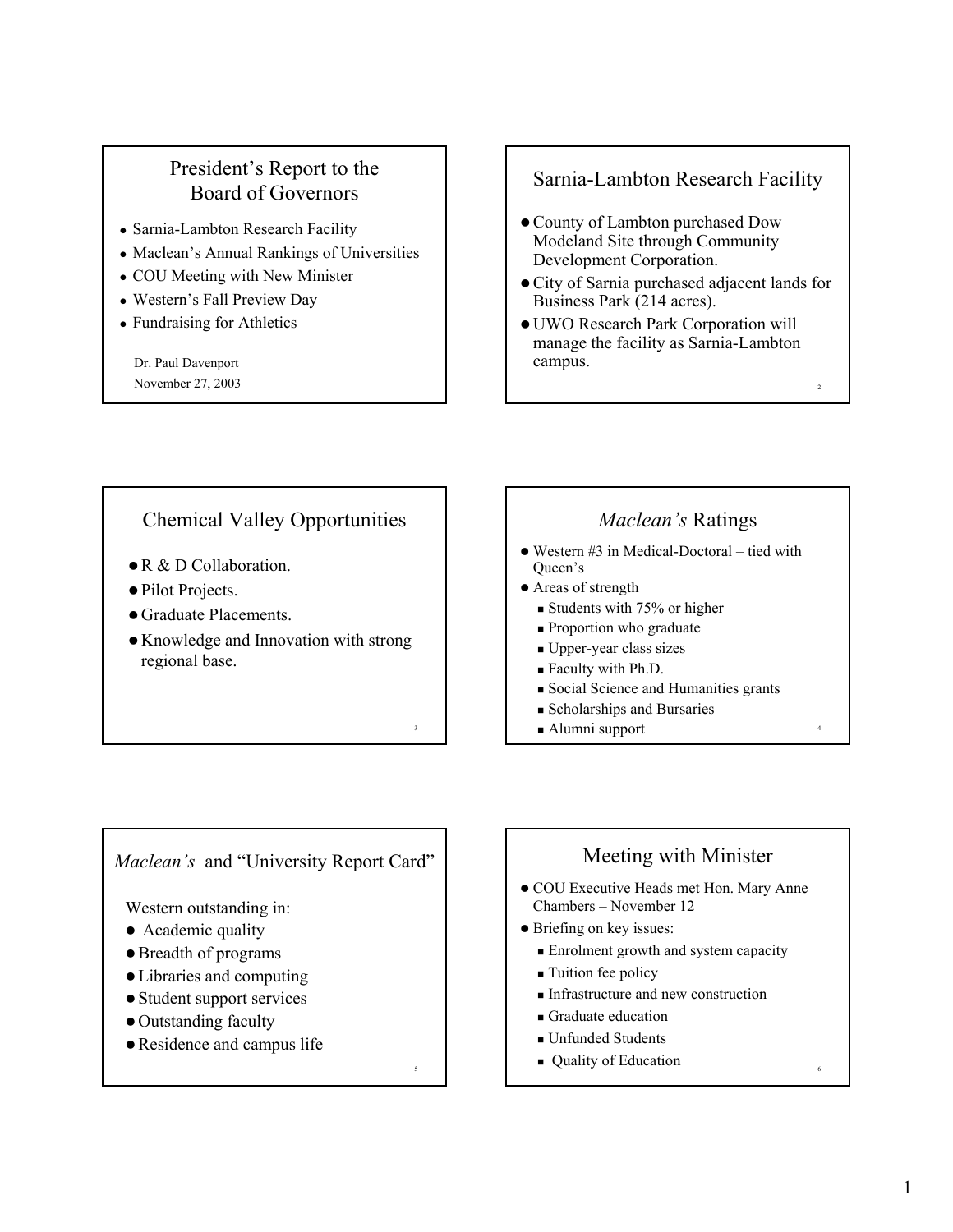## President's Report to the Board of Governors

- Sarnia-Lambton Research Facility
- Maclean's Annual Rankings of Universities
- COU Meeting with New Minister
- Western's Fall Preview Day
- Fundraising for Athletics

Dr. Paul Davenport
November 27, 2003

## Sarnia-Lambton Research Facility

- County of Lambton purchased Dow Modeland Site through Community Development Corporation.
- City of Sarnia purchased adjacent lands for Business Park (214 acres).
- UWO Research Park Corporation will manage the facility as Sarnia-Lambton campus.

## Chemical Valley Opportunities

- R & D Collaboration.
- Pilot Projects.
- Graduate Placements.
- Knowledge and Innovation with strong regional base.

## *Maclean's* Ratings

- Western #3 in Medical-Doctoral – tied with Queen's
- Areas of strength
  - Students with 75% or higher
  - Proportion who graduate
  - Upper-year class sizes
  - Faculty with Ph.D.
  - Social Science and Humanities grants
  - Scholarships and Bursaries
  - Alumni support

## *Maclean's* and "University Report Card"

Western outstanding in:

- Academic quality
- Breadth of programs
- Libraries and computing
- Student support services
- Outstanding faculty
- Residence and campus life

## Meeting with Minister

- COU Executive Heads met Hon. Mary Anne Chambers – November 12
- Briefing on key issues:
  - Enrolment growth and system capacity
  - Tuition fee policy
  - Infrastructure and new construction
  - Graduate education
  - Unfunded Students
  - Quality of Education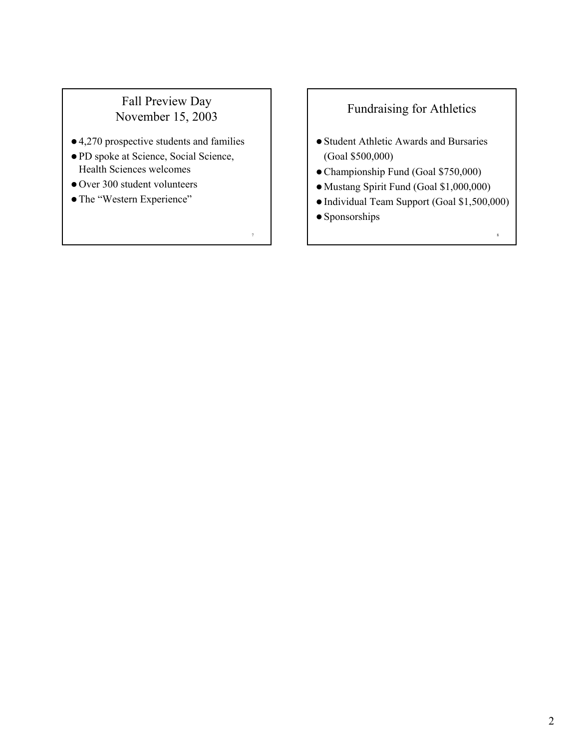## Fall Preview Day
## November 15, 2003

- 4,270 prospective students and families
- PD spoke at Science, Social Science, Health Sciences welcomes
- Over 300 student volunteers
- The "Western Experience"

## Fundraising for Athletics

- Student Athletic Awards and Bursaries (Goal $500,000)
- Championship Fund (Goal $750,000)
- Mustang Spirit Fund (Goal $1,000,000)
- Individual Team Support (Goal $1,500,000)
- Sponsorships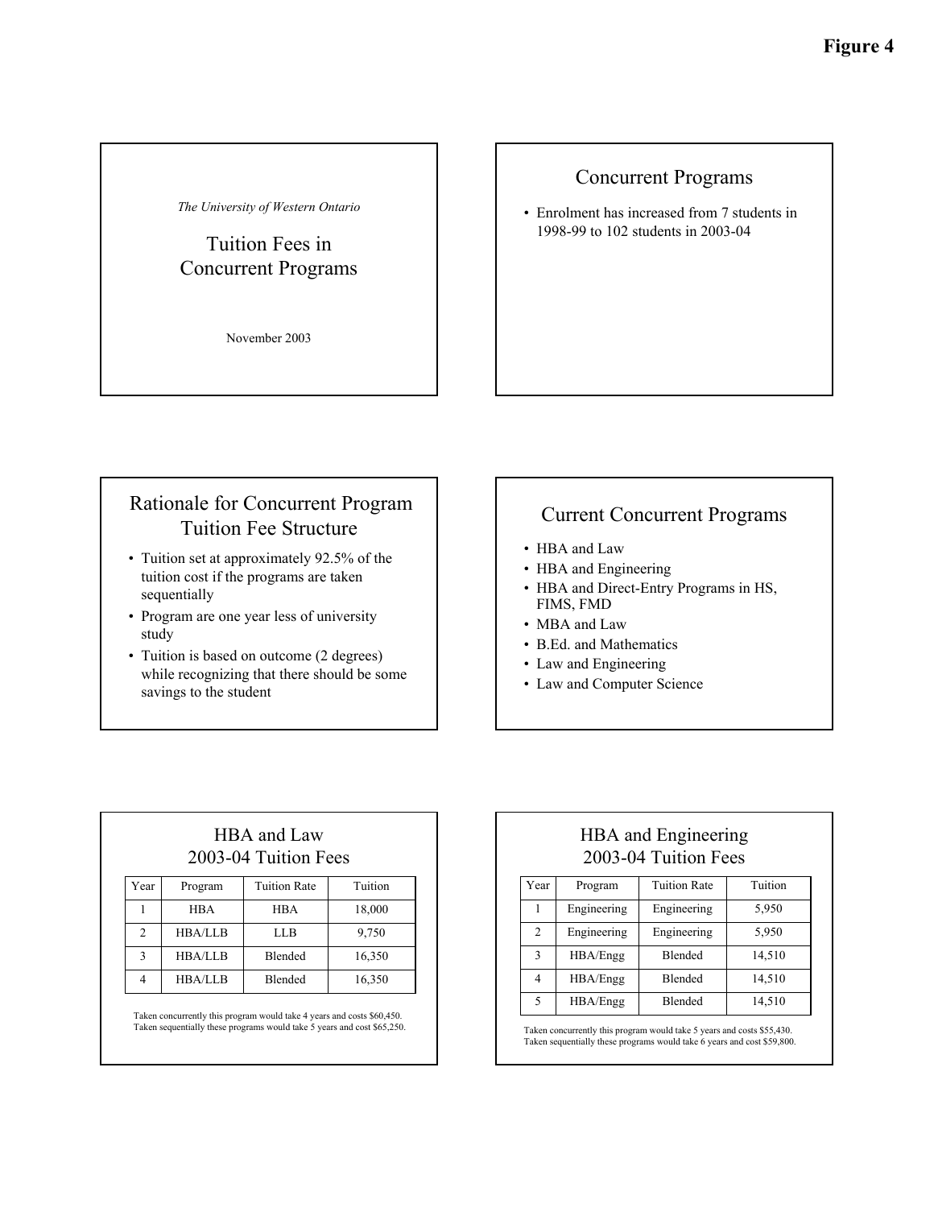**Figure 4**

*The University of Western Ontario*

# Tuition Fees in Concurrent Programs

November 2003

## Concurrent Programs

- Enrolment has increased from 7 students in 1998-99 to 102 students in 2003-04

## Rationale for Concurrent Program Tuition Fee Structure

- Tuition set at approximately 92.5% of the tuition cost if the programs are taken sequentially
- Program are one year less of university study
- Tuition is based on outcome (2 degrees) while recognizing that there should be some savings to the student

## Current Concurrent Programs

- HBA and Law
- HBA and Engineering
- HBA and Direct-Entry Programs in HS, FIMS, FMD
- MBA and Law
- B.Ed. and Mathematics
- Law and Engineering
- Law and Computer Science

## HBA and Law 2003-04 Tuition Fees

| Year | Program | Tuition Rate | Tuition |
|---|---|---|---|
| 1 | HBA | HBA | 18,000 |
| 2 | HBA/LLB | LLB | 9,750 |
| 3 | HBA/LLB | Blended | 16,350 |
| 4 | HBA/LLB | Blended | 16,350 |

Taken concurrently this program would take 4 years and costs $60,450.
Taken sequentially these programs would take 5 years and cost $65,250.

## HBA and Engineering 2003-04 Tuition Fees

| Year | Program | Tuition Rate | Tuition |
|---|---|---|---|
| 1 | Engineering | Engineering | 5,950 |
| 2 | Engineering | Engineering | 5,950 |
| 3 | HBA/Engg | Blended | 14,510 |
| 4 | HBA/Engg | Blended | 14,510 |
| 5 | HBA/Engg | Blended | 14,510 |

Taken concurrently this program would take 5 years and costs $55,430.
Taken sequentially these programs would take 6 years and cost $59,800.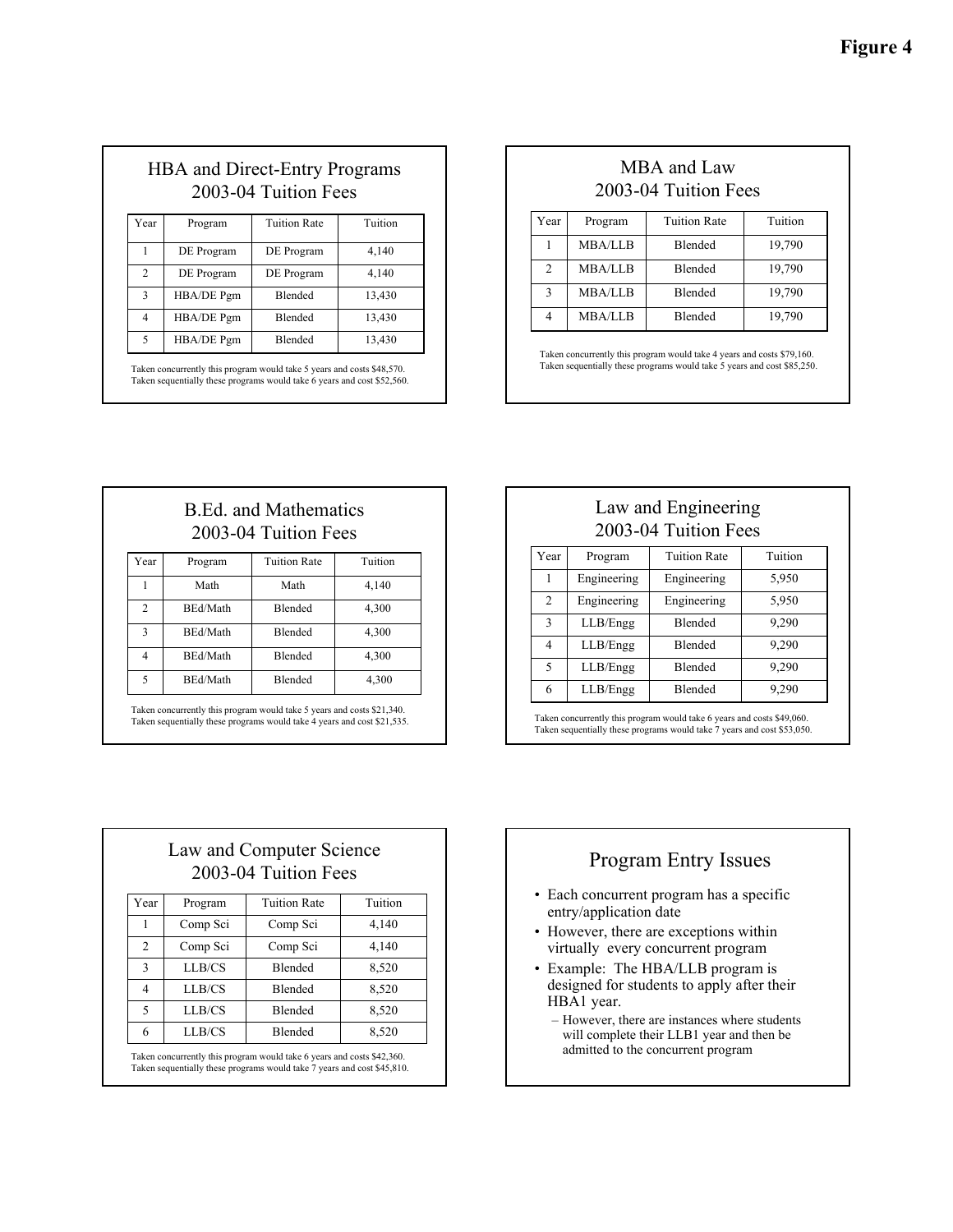# Figure 4

## HBA and Direct-Entry Programs 2003-04 Tuition Fees

| Year | Program | Tuition Rate | Tuition |
|---|---|---|---|
| 1 | DE Program | DE Program | 4,140 |
| 2 | DE Program | DE Program | 4,140 |
| 3 | HBA/DE Pgm | Blended | 13,430 |
| 4 | HBA/DE Pgm | Blended | 13,430 |
| 5 | HBA/DE Pgm | Blended | 13,430 |

Taken concurrently this program would take 5 years and costs $48,570.
Taken sequentially these programs would take 6 years and cost $52,560.

## MBA and Law 2003-04 Tuition Fees

| Year | Program | Tuition Rate | Tuition |
|---|---|---|---|
| 1 | MBA/LLB | Blended | 19,790 |
| 2 | MBA/LLB | Blended | 19,790 |
| 3 | MBA/LLB | Blended | 19,790 |
| 4 | MBA/LLB | Blended | 19,790 |

Taken concurrently this program would take 4 years and costs $79,160.
Taken sequentially these programs would take 5 years and cost $85,250.

## B.Ed. and Mathematics 2003-04 Tuition Fees

| Year | Program | Tuition Rate | Tuition |
|---|---|---|---|
| 1 | Math | Math | 4,140 |
| 2 | BEd/Math | Blended | 4,300 |
| 3 | BEd/Math | Blended | 4,300 |
| 4 | BEd/Math | Blended | 4,300 |
| 5 | BEd/Math | Blended | 4,300 |

Taken concurrently this program would take 5 years and costs $21,340.
Taken sequentially these programs would take 4 years and cost $21,535.

## Law and Engineering 2003-04 Tuition Fees

| Year | Program | Tuition Rate | Tuition |
|---|---|---|---|
| 1 | Engineering | Engineering | 5,950 |
| 2 | Engineering | Engineering | 5,950 |
| 3 | LLB/Engg | Blended | 9,290 |
| 4 | LLB/Engg | Blended | 9,290 |
| 5 | LLB/Engg | Blended | 9,290 |
| 6 | LLB/Engg | Blended | 9,290 |

Taken concurrently this program would take 6 years and costs $49,060.
Taken sequentially these programs would take 7 years and cost $53,050.

## Law and Computer Science 2003-04 Tuition Fees

| Year | Program | Tuition Rate | Tuition |
|---|---|---|---|
| 1 | Comp Sci | Comp Sci | 4,140 |
| 2 | Comp Sci | Comp Sci | 4,140 |
| 3 | LLB/CS | Blended | 8,520 |
| 4 | LLB/CS | Blended | 8,520 |
| 5 | LLB/CS | Blended | 8,520 |
| 6 | LLB/CS | Blended | 8,520 |

Taken concurrently this program would take 6 years and costs $42,360.
Taken sequentially these programs would take 7 years and cost $45,810.

## Program Entry Issues

- Each concurrent program has a specific entry/application date
- However, there are exceptions within virtually every concurrent program
- Example: The HBA/LLB program is designed for students to apply after their HBA1 year.
  - However, there are instances where students will complete their LLB1 year and then be admitted to the concurrent program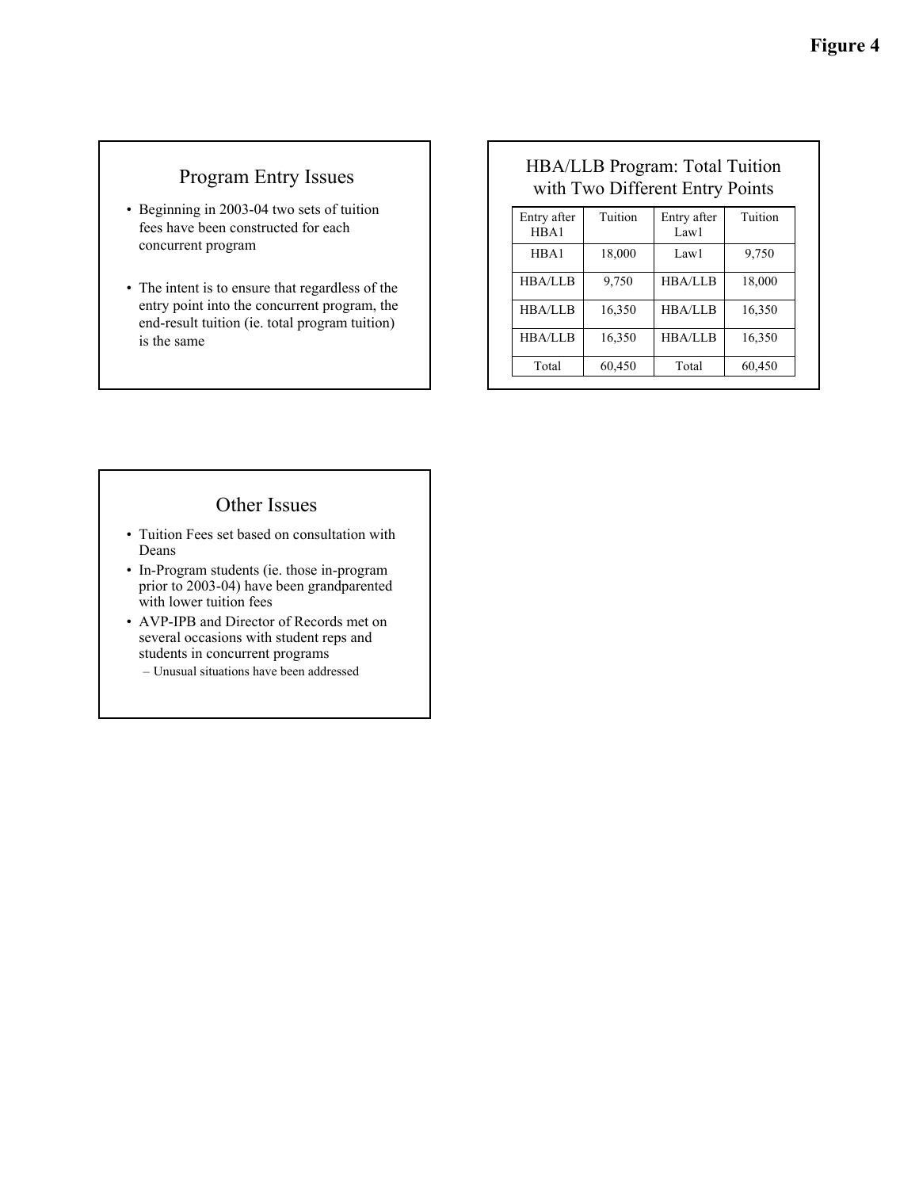**Figure 4**

## Program Entry Issues

- Beginning in 2003-04 two sets of tuition fees have been constructed for each concurrent program
- The intent is to ensure that regardless of the entry point into the concurrent program, the end-result tuition (ie. total program tuition) is the same

## HBA/LLB Program: Total Tuition with Two Different Entry Points

| Entry after HBA1 | Tuition | Entry after Law1 | Tuition |
|---|---|---|---|
| HBA1 | 18,000 | Law1 | 9,750 |
| HBA/LLB | 9,750 | HBA/LLB | 18,000 |
| HBA/LLB | 16,350 | HBA/LLB | 16,350 |
| HBA/LLB | 16,350 | HBA/LLB | 16,350 |
| Total | 60,450 | Total | 60,450 |

## Other Issues

- Tuition Fees set based on consultation with Deans
- In-Program students (ie. those in-program prior to 2003-04) have been grandparented with lower tuition fees
- AVP-IPB and Director of Records met on several occasions with student reps and students in concurrent programs
  - Unusual situations have been addressed